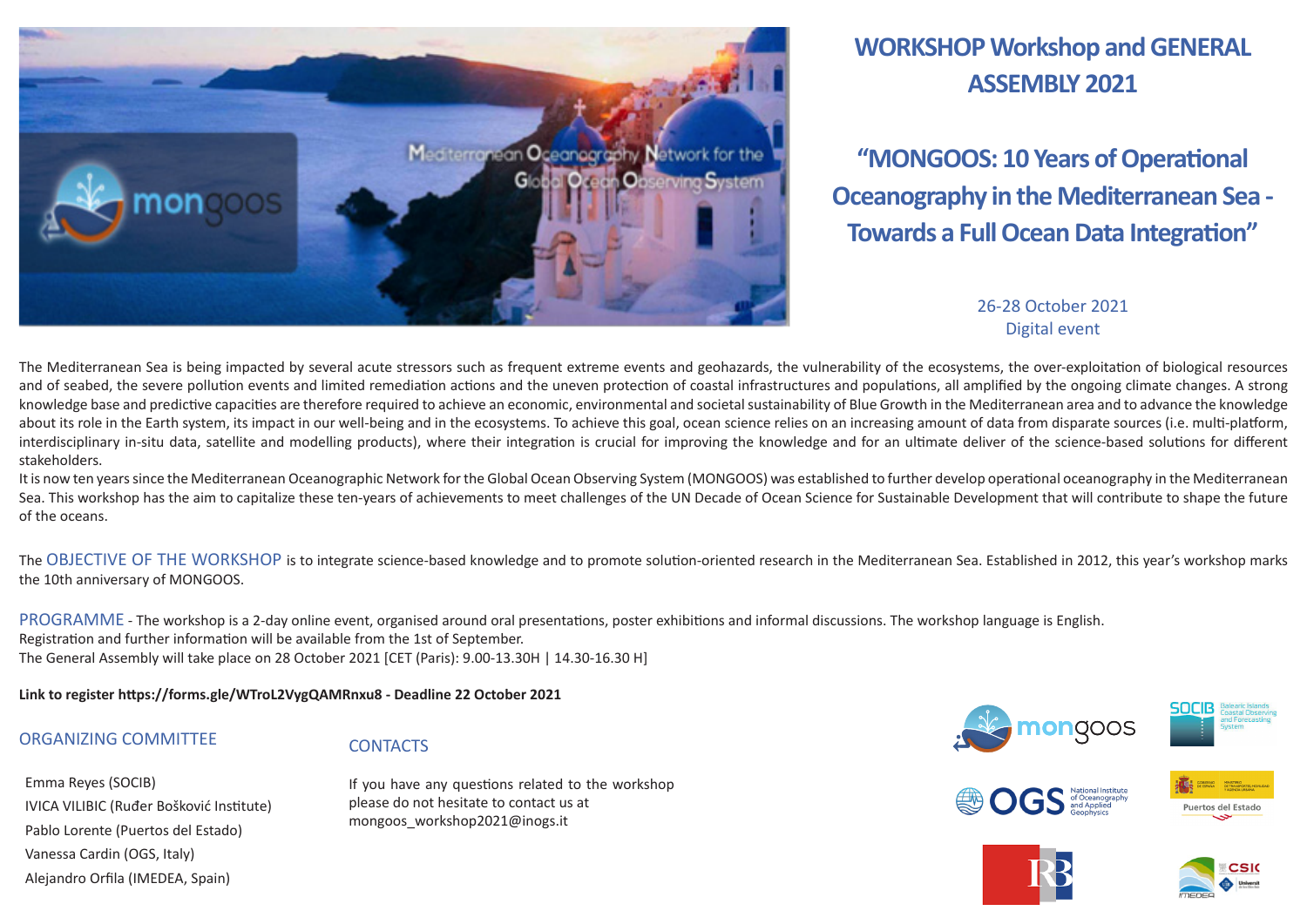# WORKSHOP Workshop and GENERAL ASSEMBLY 2021

## "MONGOOS: 10 Years of Operational Oceanography in the Mediterranean Sea - Towards a Full Ocean Data Integration"

26-28 October 2021
Digital event

The Mediterranean Sea is being impacted by several acute stressors such as frequent extreme events and geohazards, the vulnerability of the ecosystems, the over-exploitation of biological resources and of seabed, the severe pollution events and limited remediation actions and the uneven protection of coastal infrastructures and populations, all amplified by the ongoing climate changes. A strong knowledge base and predictive capacities are therefore required to achieve an economic, environmental and societal sustainability of Blue Growth in the Mediterranean area and to advance the knowledge about its role in the Earth system, its impact in our well-being and in the ecosystems. To achieve this goal, ocean science relies on an increasing amount of data from disparate sources (i.e. multi-platform, interdisciplinary in-situ data, satellite and modelling products), where their integration is crucial for improving the knowledge and for an ultimate deliver of the science-based solutions for different stakeholders.

It is now ten years since the Mediterranean Oceanographic Network for the Global Ocean Observing System (MONGOOS) was established to further develop operational oceanography in the Mediterranean Sea. This workshop has the aim to capitalize these ten-years of achievements to meet challenges of the UN Decade of Ocean Science for Sustainable Development that will contribute to shape the future of the oceans.

The OBJECTIVE OF THE WORKSHOP is to integrate science-based knowledge and to promote solution-oriented research in the Mediterranean Sea. Established in 2012, this year's workshop marks the 10th anniversary of MONGOOS.

PROGRAMME - The workshop is a 2-day online event, organised around oral presentations, poster exhibitions and informal discussions. The workshop language is English.
Registration and further information will be available from the 1st of September.
The General Assembly will take place on 28 October 2021 [CET (Paris): 9.00-13.30H | 14.30-16.30 H]

**Link to register https://forms.gle/WTroL2VygQAMRnxu8 - Deadline 22 October 2021**

## ORGANIZING COMMITTEE

Emma Reyes (SOCIB)
IVICA VILIBIC (Ruđer Bošković Institute)
Pablo Lorente (Puertos del Estado)
Vanessa Cardin (OGS, Italy)
Alejandro Orfila (IMEDEA, Spain)

## CONTACTS

If you have any questions related to the workshop please do not hesitate to contact us at mongoos_workshop2021@inogs.it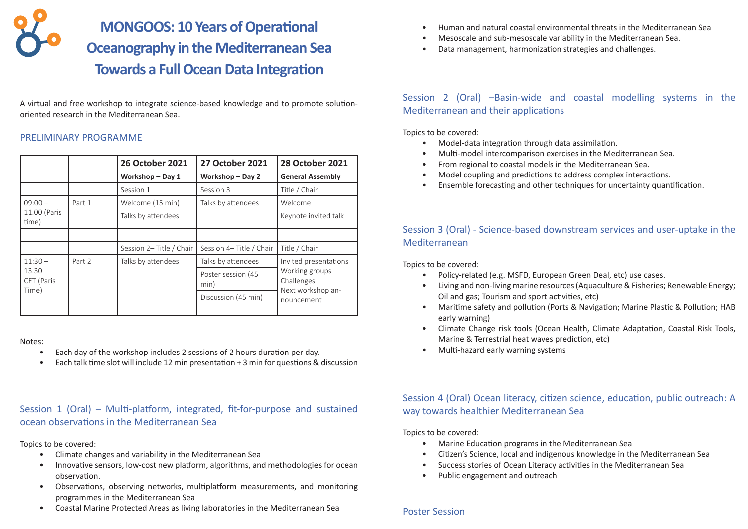// No detected images; logo omitted.

# MONGOOS: 10 Years of Operational Oceanography in the Mediterranean Sea Towards a Full Ocean Data Integration

A virtual and free workshop to integrate science-based knowledge and to promote solution-oriented research in the Mediterranean Sea.

## PRELIMINARY PROGRAMME

| | | 26 October 2021 | 27 October 2021 | 28 October 2021 |
|---|---|---|---|---|
| | | **Workshop – Day 1** | **Workshop – Day 2** | **General Assembly** |
| | | Session 1 | Session 3 | Title / Chair |
| 09:00 – 11.00 (Paris time) | Part 1 | Welcome (15 min)<br>Talks by attendees | Talks by attendees | Welcome<br>Keynote invited talk |
| | | | | |
| | | Session 2– Title / Chair | Session 4– Title / Chair | Title / Chair |
| 11:30 – 13.30 CET (Paris Time) | Part 2 | Talks by attendees | Talks by attendees<br>Poster session (45 min)<br>Discussion (45 min) | Invited presentations<br>Working groups<br>Challenges<br>Next workshop announcement |

Notes:

- Each day of the workshop includes 2 sessions of 2 hours duration per day.
- Each talk time slot will include 12 min presentation + 3 min for questions & discussion

## Session 1 (Oral) – Multi-platform, integrated, fit-for-purpose and sustained ocean observations in the Mediterranean Sea

Topics to be covered:

- Climate changes and variability in the Mediterranean Sea
- Innovative sensors, low-cost new platform, algorithms, and methodologies for ocean observation.
- Observations, observing networks, multiplatform measurements, and monitoring programmes in the Mediterranean Sea
- Coastal Marine Protected Areas as living laboratories in the Mediterranean Sea
- Human and natural coastal environmental threats in the Mediterranean Sea
- Mesoscale and sub-mesoscale variability in the Mediterranean Sea.
- Data management, harmonization strategies and challenges.

## Session 2 (Oral) –Basin-wide and coastal modelling systems in the Mediterranean and their applications

Topics to be covered:

- Model-data integration through data assimilation.
- Multi-model intercomparison exercises in the Mediterranean Sea.
- From regional to coastal models in the Mediterranean Sea.
- Model coupling and predictions to address complex interactions.
- Ensemble forecasting and other techniques for uncertainty quantification.

## Session 3 (Oral) - Science-based downstream services and user-uptake in the Mediterranean

Topics to be covered:

- Policy-related (e.g. MSFD, European Green Deal, etc) use cases.
- Living and non-living marine resources (Aquaculture & Fisheries; Renewable Energy; Oil and gas; Tourism and sport activities, etc)
- Maritime safety and pollution (Ports & Navigation; Marine Plastic & Pollution; HAB early warning)
- Climate Change risk tools (Ocean Health, Climate Adaptation, Coastal Risk Tools, Marine & Terrestrial heat waves prediction, etc)
- Multi-hazard early warning systems

## Session 4 (Oral) Ocean literacy, citizen science, education, public outreach: A way towards healthier Mediterranean Sea

Topics to be covered:

- Marine Education programs in the Mediterranean Sea
- Citizen's Science, local and indigenous knowledge in the Mediterranean Sea
- Success stories of Ocean Literacy activities in the Mediterranean Sea
- Public engagement and outreach

## Poster Session